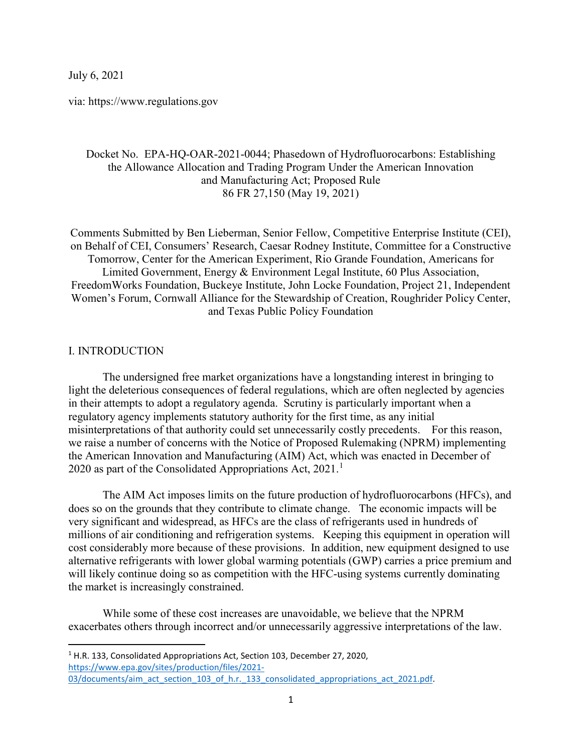July 6, 2021

via: https://www.regulations.gov

Docket No. EPA-HQ-OAR-2021-0044; Phasedown of Hydrofluorocarbons: Establishing the Allowance Allocation and Trading Program Under the American Innovation and Manufacturing Act; Proposed Rule
86 FR 27,150 (May 19, 2021)

Comments Submitted by Ben Lieberman, Senior Fellow, Competitive Enterprise Institute (CEI), on Behalf of CEI, Consumers' Research, Caesar Rodney Institute, Committee for a Constructive Tomorrow, Center for the American Experiment, Rio Grande Foundation, Americans for Limited Government, Energy & Environment Legal Institute, 60 Plus Association, FreedomWorks Foundation, Buckeye Institute, John Locke Foundation, Project 21, Independent Women's Forum, Cornwall Alliance for the Stewardship of Creation, Roughrider Policy Center, and Texas Public Policy Foundation

## I. INTRODUCTION

The undersigned free market organizations have a longstanding interest in bringing to light the deleterious consequences of federal regulations, which are often neglected by agencies in their attempts to adopt a regulatory agenda. Scrutiny is particularly important when a regulatory agency implements statutory authority for the first time, as any initial misinterpretations of that authority could set unnecessarily costly precedents. For this reason, we raise a number of concerns with the Notice of Proposed Rulemaking (NPRM) implementing the American Innovation and Manufacturing (AIM) Act, which was enacted in December of 2020 as part of the Consolidated Appropriations Act, 2021.[1]

The AIM Act imposes limits on the future production of hydrofluorocarbons (HFCs), and does so on the grounds that they contribute to climate change. The economic impacts will be very significant and widespread, as HFCs are the class of refrigerants used in hundreds of millions of air conditioning and refrigeration systems. Keeping this equipment in operation will cost considerably more because of these provisions. In addition, new equipment designed to use alternative refrigerants with lower global warming potentials (GWP) carries a price premium and will likely continue doing so as competition with the HFC-using systems currently dominating the market is increasingly constrained.

While some of these cost increases are unavoidable, we believe that the NPRM exacerbates others through incorrect and/or unnecessarily aggressive interpretations of the law.

---

[1] H.R. 133, Consolidated Appropriations Act, Section 103, December 27, 2020, https://www.epa.gov/sites/production/files/2021-03/documents/aim_act_section_103_of_h.r._133_consolidated_appropriations_act_2021.pdf.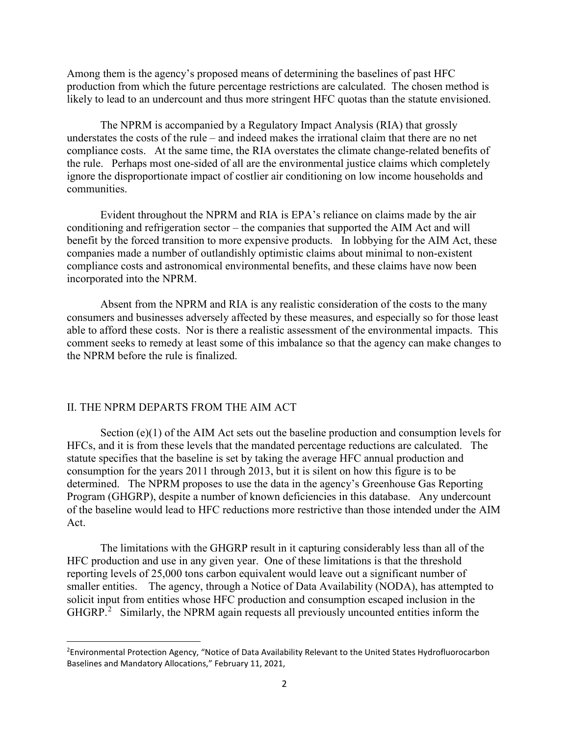Among them is the agency's proposed means of determining the baselines of past HFC production from which the future percentage restrictions are calculated. The chosen method is likely to lead to an undercount and thus more stringent HFC quotas than the statute envisioned.

The NPRM is accompanied by a Regulatory Impact Analysis (RIA) that grossly understates the costs of the rule – and indeed makes the irrational claim that there are no net compliance costs. At the same time, the RIA overstates the climate change-related benefits of the rule. Perhaps most one-sided of all are the environmental justice claims which completely ignore the disproportionate impact of costlier air conditioning on low income households and communities.

Evident throughout the NPRM and RIA is EPA's reliance on claims made by the air conditioning and refrigeration sector – the companies that supported the AIM Act and will benefit by the forced transition to more expensive products. In lobbying for the AIM Act, these companies made a number of outlandishly optimistic claims about minimal to non-existent compliance costs and astronomical environmental benefits, and these claims have now been incorporated into the NPRM.

Absent from the NPRM and RIA is any realistic consideration of the costs to the many consumers and businesses adversely affected by these measures, and especially so for those least able to afford these costs. Nor is there a realistic assessment of the environmental impacts. This comment seeks to remedy at least some of this imbalance so that the agency can make changes to the NPRM before the rule is finalized.

## II. THE NPRM DEPARTS FROM THE AIM ACT

Section (e)(1) of the AIM Act sets out the baseline production and consumption levels for HFCs, and it is from these levels that the mandated percentage reductions are calculated. The statute specifies that the baseline is set by taking the average HFC annual production and consumption for the years 2011 through 2013, but it is silent on how this figure is to be determined. The NPRM proposes to use the data in the agency's Greenhouse Gas Reporting Program (GHGRP), despite a number of known deficiencies in this database. Any undercount of the baseline would lead to HFC reductions more restrictive than those intended under the AIM Act.

The limitations with the GHGRP result in it capturing considerably less than all of the HFC production and use in any given year. One of these limitations is that the threshold reporting levels of 25,000 tons carbon equivalent would leave out a significant number of smaller entities. The agency, through a Notice of Data Availability (NODA), has attempted to solicit input from entities whose HFC production and consumption escaped inclusion in the GHGRP.[2] Similarly, the NPRM again requests all previously uncounted entities inform the

[2] Environmental Protection Agency, "Notice of Data Availability Relevant to the United States Hydrofluorocarbon Baselines and Mandatory Allocations," February 11, 2021,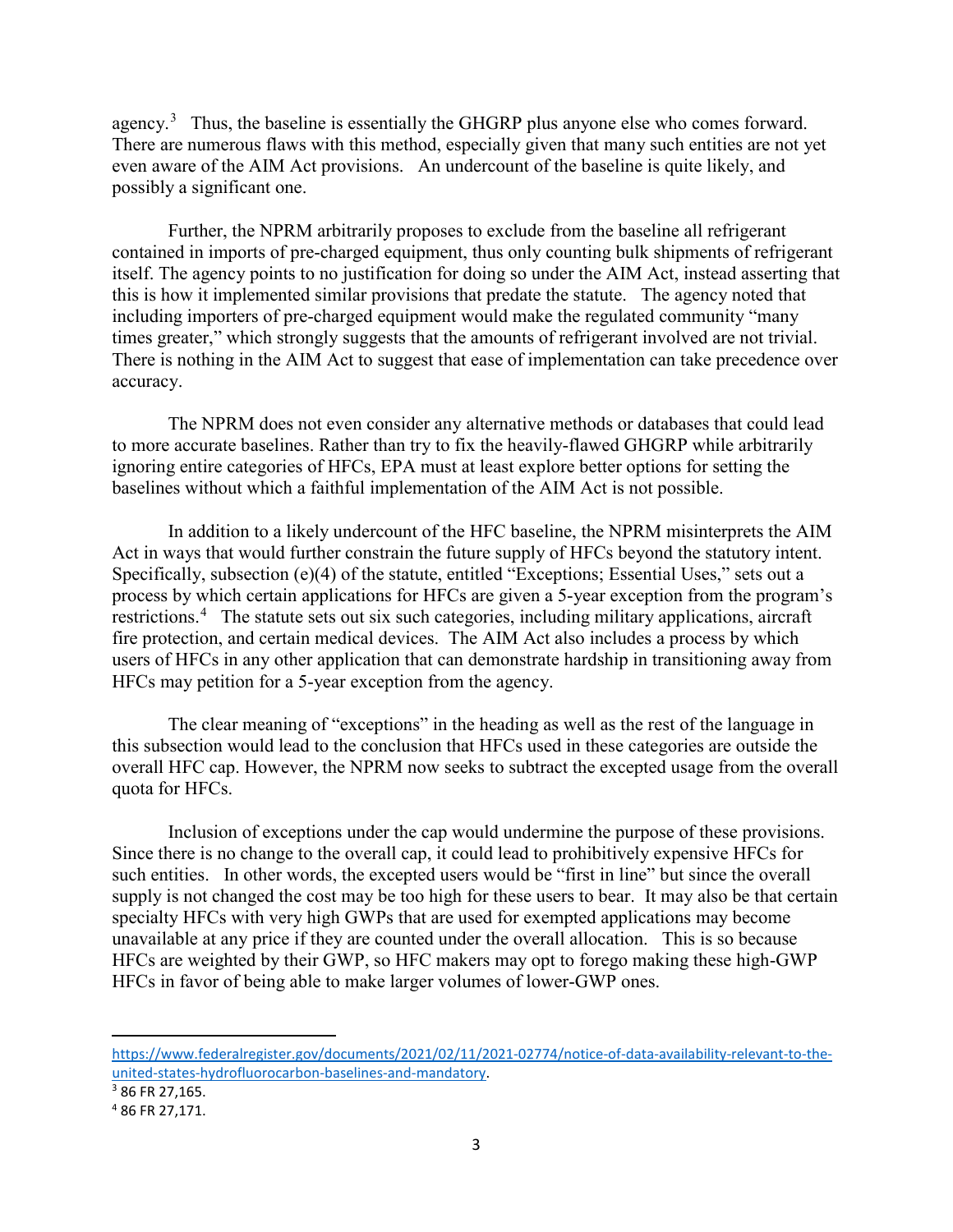agency.[3] Thus, the baseline is essentially the GHGRP plus anyone else who comes forward. There are numerous flaws with this method, especially given that many such entities are not yet even aware of the AIM Act provisions. An undercount of the baseline is quite likely, and possibly a significant one.

Further, the NPRM arbitrarily proposes to exclude from the baseline all refrigerant contained in imports of pre-charged equipment, thus only counting bulk shipments of refrigerant itself. The agency points to no justification for doing so under the AIM Act, instead asserting that this is how it implemented similar provisions that predate the statute. The agency noted that including importers of pre-charged equipment would make the regulated community "many times greater," which strongly suggests that the amounts of refrigerant involved are not trivial. There is nothing in the AIM Act to suggest that ease of implementation can take precedence over accuracy.

The NPRM does not even consider any alternative methods or databases that could lead to more accurate baselines. Rather than try to fix the heavily-flawed GHGRP while arbitrarily ignoring entire categories of HFCs, EPA must at least explore better options for setting the baselines without which a faithful implementation of the AIM Act is not possible.

In addition to a likely undercount of the HFC baseline, the NPRM misinterprets the AIM Act in ways that would further constrain the future supply of HFCs beyond the statutory intent. Specifically, subsection (e)(4) of the statute, entitled "Exceptions; Essential Uses," sets out a process by which certain applications for HFCs are given a 5-year exception from the program's restrictions.[4] The statute sets out six such categories, including military applications, aircraft fire protection, and certain medical devices. The AIM Act also includes a process by which users of HFCs in any other application that can demonstrate hardship in transitioning away from HFCs may petition for a 5-year exception from the agency.

The clear meaning of "exceptions" in the heading as well as the rest of the language in this subsection would lead to the conclusion that HFCs used in these categories are outside the overall HFC cap. However, the NPRM now seeks to subtract the excepted usage from the overall quota for HFCs.

Inclusion of exceptions under the cap would undermine the purpose of these provisions. Since there is no change to the overall cap, it could lead to prohibitively expensive HFCs for such entities. In other words, the excepted users would be "first in line" but since the overall supply is not changed the cost may be too high for these users to bear. It may also be that certain specialty HFCs with very high GWPs that are used for exempted applications may become unavailable at any price if they are counted under the overall allocation. This is so because HFCs are weighted by their GWP, so HFC makers may opt to forego making these high-GWP HFCs in favor of being able to make larger volumes of lower-GWP ones.

---

https://www.federalregister.gov/documents/2021/02/11/2021-02774/notice-of-data-availability-relevant-to-the-united-states-hydrofluorocarbon-baselines-and-mandatory.

[3] 86 FR 27,165.

[4] 86 FR 27,171.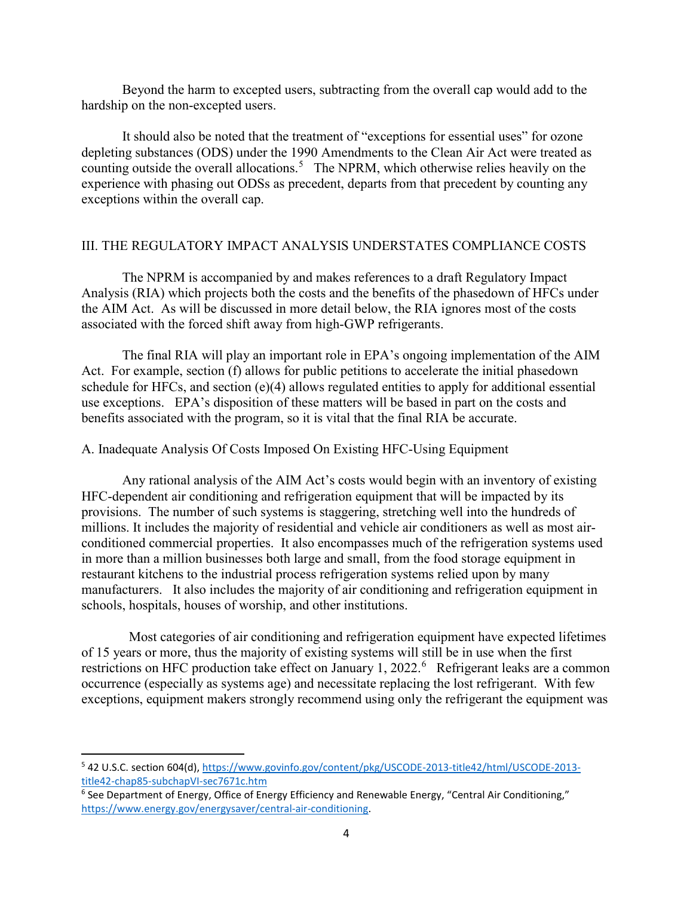Beyond the harm to excepted users, subtracting from the overall cap would add to the hardship on the non-excepted users.

It should also be noted that the treatment of "exceptions for essential uses" for ozone depleting substances (ODS) under the 1990 Amendments to the Clean Air Act were treated as counting outside the overall allocations.[5] The NPRM, which otherwise relies heavily on the experience with phasing out ODSs as precedent, departs from that precedent by counting any exceptions within the overall cap.

## III. THE REGULATORY IMPACT ANALYSIS UNDERSTATES COMPLIANCE COSTS

The NPRM is accompanied by and makes references to a draft Regulatory Impact Analysis (RIA) which projects both the costs and the benefits of the phasedown of HFCs under the AIM Act. As will be discussed in more detail below, the RIA ignores most of the costs associated with the forced shift away from high-GWP refrigerants.

The final RIA will play an important role in EPA's ongoing implementation of the AIM Act. For example, section (f) allows for public petitions to accelerate the initial phasedown schedule for HFCs, and section (e)(4) allows regulated entities to apply for additional essential use exceptions. EPA's disposition of these matters will be based in part on the costs and benefits associated with the program, so it is vital that the final RIA be accurate.

### A. Inadequate Analysis Of Costs Imposed On Existing HFC-Using Equipment

Any rational analysis of the AIM Act's costs would begin with an inventory of existing HFC-dependent air conditioning and refrigeration equipment that will be impacted by its provisions. The number of such systems is staggering, stretching well into the hundreds of millions. It includes the majority of residential and vehicle air conditioners as well as most air-conditioned commercial properties. It also encompasses much of the refrigeration systems used in more than a million businesses both large and small, from the food storage equipment in restaurant kitchens to the industrial process refrigeration systems relied upon by many manufacturers. It also includes the majority of air conditioning and refrigeration equipment in schools, hospitals, houses of worship, and other institutions.

Most categories of air conditioning and refrigeration equipment have expected lifetimes of 15 years or more, thus the majority of existing systems will still be in use when the first restrictions on HFC production take effect on January 1, 2022.[6] Refrigerant leaks are a common occurrence (especially as systems age) and necessitate replacing the lost refrigerant. With few exceptions, equipment makers strongly recommend using only the refrigerant the equipment was

---

[5] 42 U.S.C. section 604(d), https://www.govinfo.gov/content/pkg/USCODE-2013-title42/html/USCODE-2013-title42-chap85-subchapVI-sec7671c.htm

[6] See Department of Energy, Office of Energy Efficiency and Renewable Energy, "Central Air Conditioning," https://www.energy.gov/energysaver/central-air-conditioning.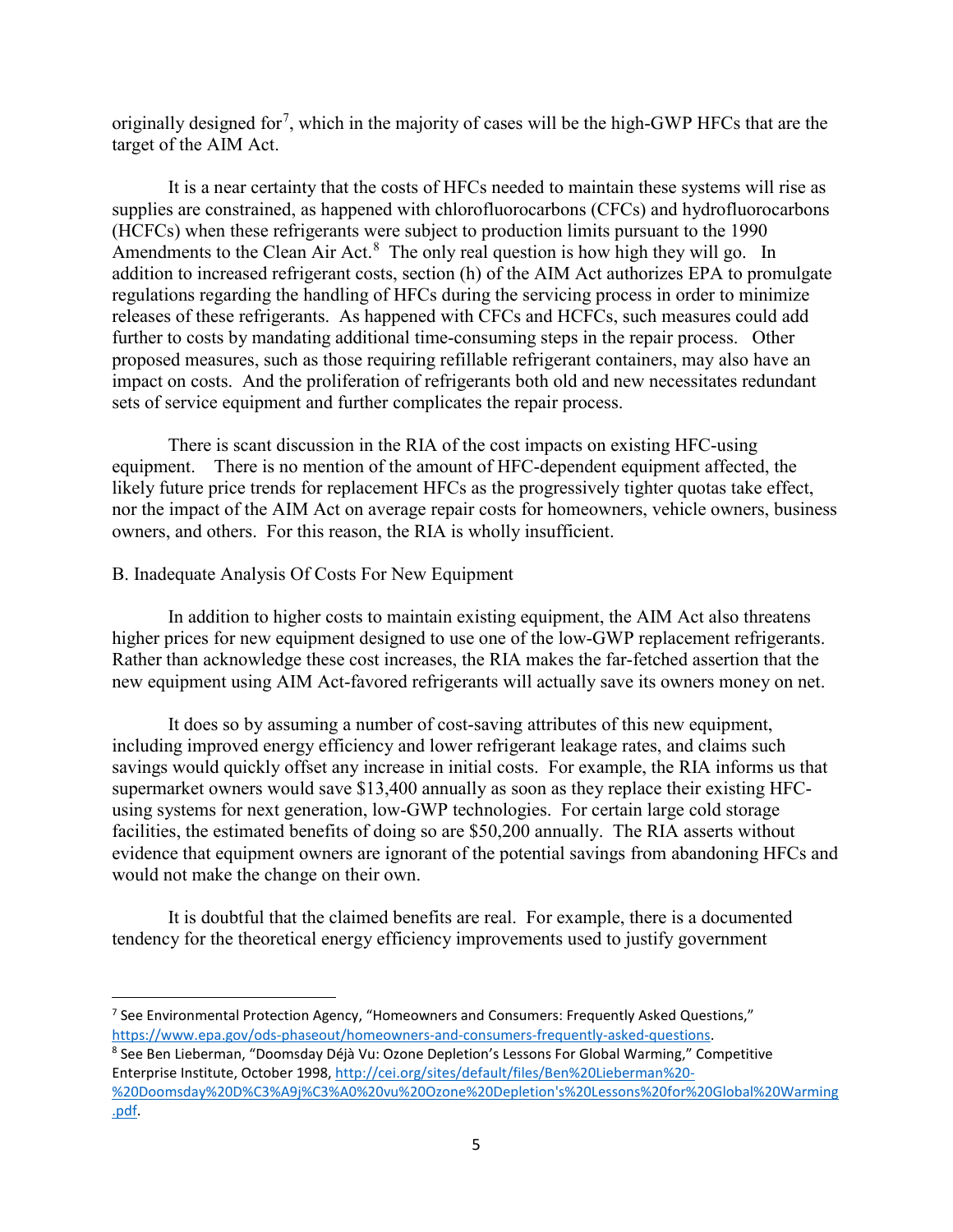originally designed for[7], which in the majority of cases will be the high-GWP HFCs that are the target of the AIM Act.

It is a near certainty that the costs of HFCs needed to maintain these systems will rise as supplies are constrained, as happened with chlorofluorocarbons (CFCs) and hydrofluorocarbons (HCFCs) when these refrigerants were subject to production limits pursuant to the 1990 Amendments to the Clean Air Act.[8] The only real question is how high they will go. In addition to increased refrigerant costs, section (h) of the AIM Act authorizes EPA to promulgate regulations regarding the handling of HFCs during the servicing process in order to minimize releases of these refrigerants. As happened with CFCs and HCFCs, such measures could add further to costs by mandating additional time-consuming steps in the repair process. Other proposed measures, such as those requiring refillable refrigerant containers, may also have an impact on costs. And the proliferation of refrigerants both old and new necessitates redundant sets of service equipment and further complicates the repair process.

There is scant discussion in the RIA of the cost impacts on existing HFC-using equipment. There is no mention of the amount of HFC-dependent equipment affected, the likely future price trends for replacement HFCs as the progressively tighter quotas take effect, nor the impact of the AIM Act on average repair costs for homeowners, vehicle owners, business owners, and others. For this reason, the RIA is wholly insufficient.

B. Inadequate Analysis Of Costs For New Equipment

In addition to higher costs to maintain existing equipment, the AIM Act also threatens higher prices for new equipment designed to use one of the low-GWP replacement refrigerants. Rather than acknowledge these cost increases, the RIA makes the far-fetched assertion that the new equipment using AIM Act-favored refrigerants will actually save its owners money on net.

It does so by assuming a number of cost-saving attributes of this new equipment, including improved energy efficiency and lower refrigerant leakage rates, and claims such savings would quickly offset any increase in initial costs. For example, the RIA informs us that supermarket owners would save $13,400 annually as soon as they replace their existing HFC-using systems for next generation, low-GWP technologies. For certain large cold storage facilities, the estimated benefits of doing so are $50,200 annually. The RIA asserts without evidence that equipment owners are ignorant of the potential savings from abandoning HFCs and would not make the change on their own.

It is doubtful that the claimed benefits are real. For example, there is a documented tendency for the theoretical energy efficiency improvements used to justify government

---

[7] See Environmental Protection Agency, "Homeowners and Consumers: Frequently Asked Questions," https://www.epa.gov/ods-phaseout/homeowners-and-consumers-frequently-asked-questions.

[8] See Ben Lieberman, "Doomsday Déjà Vu: Ozone Depletion's Lessons For Global Warming," Competitive Enterprise Institute, October 1998, http://cei.org/sites/default/files/Ben%20Lieberman%20-%20Doomsday%20D%C3%A9j%C3%A0%20vu%20Ozone%20Depletion's%20Lessons%20for%20Global%20Warming.pdf.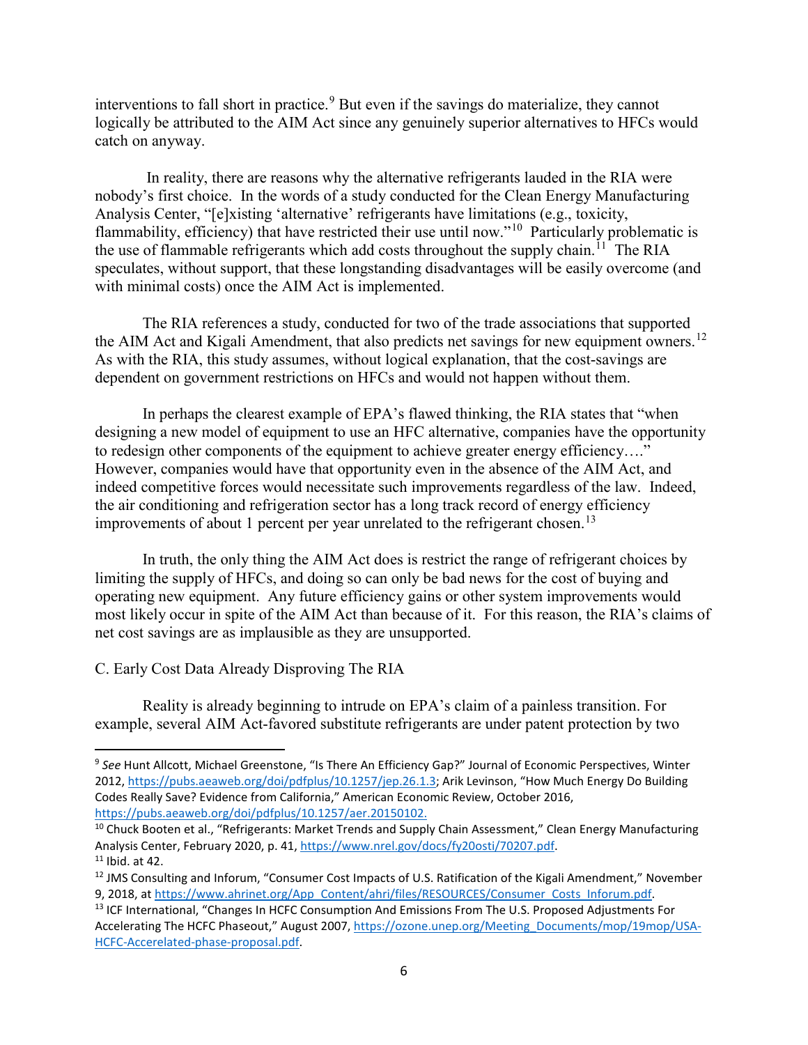interventions to fall short in practice.[9] But even if the savings do materialize, they cannot logically be attributed to the AIM Act since any genuinely superior alternatives to HFCs would catch on anyway.

In reality, there are reasons why the alternative refrigerants lauded in the RIA were nobody's first choice. In the words of a study conducted for the Clean Energy Manufacturing Analysis Center, "[e]xisting 'alternative' refrigerants have limitations (e.g., toxicity, flammability, efficiency) that have restricted their use until now."[10] Particularly problematic is the use of flammable refrigerants which add costs throughout the supply chain.[11] The RIA speculates, without support, that these longstanding disadvantages will be easily overcome (and with minimal costs) once the AIM Act is implemented.

The RIA references a study, conducted for two of the trade associations that supported the AIM Act and Kigali Amendment, that also predicts net savings for new equipment owners.[12] As with the RIA, this study assumes, without logical explanation, that the cost-savings are dependent on government restrictions on HFCs and would not happen without them.

In perhaps the clearest example of EPA's flawed thinking, the RIA states that "when designing a new model of equipment to use an HFC alternative, companies have the opportunity to redesign other components of the equipment to achieve greater energy efficiency…." However, companies would have that opportunity even in the absence of the AIM Act, and indeed competitive forces would necessitate such improvements regardless of the law. Indeed, the air conditioning and refrigeration sector has a long track record of energy efficiency improvements of about 1 percent per year unrelated to the refrigerant chosen.[13]

In truth, the only thing the AIM Act does is restrict the range of refrigerant choices by limiting the supply of HFCs, and doing so can only be bad news for the cost of buying and operating new equipment. Any future efficiency gains or other system improvements would most likely occur in spite of the AIM Act than because of it. For this reason, the RIA's claims of net cost savings are as implausible as they are unsupported.

C. Early Cost Data Already Disproving The RIA

Reality is already beginning to intrude on EPA's claim of a painless transition. For example, several AIM Act-favored substitute refrigerants are under patent protection by two

---

[9] *See* Hunt Allcott, Michael Greenstone, "Is There An Efficiency Gap?" Journal of Economic Perspectives, Winter 2012, https://pubs.aeaweb.org/doi/pdfplus/10.1257/jep.26.1.3; Arik Levinson, "How Much Energy Do Building Codes Really Save? Evidence from California," American Economic Review, October 2016, https://pubs.aeaweb.org/doi/pdfplus/10.1257/aer.20150102.

[10] Chuck Booten et al., "Refrigerants: Market Trends and Supply Chain Assessment," Clean Energy Manufacturing Analysis Center, February 2020, p. 41, https://www.nrel.gov/docs/fy20osti/70207.pdf.

[11] Ibid. at 42.

[12] JMS Consulting and Inforum, "Consumer Cost Impacts of U.S. Ratification of the Kigali Amendment," November 9, 2018, at https://www.ahrinet.org/App_Content/ahri/files/RESOURCES/Consumer_Costs_Inforum.pdf.

[13] ICF International, "Changes In HCFC Consumption And Emissions From The U.S. Proposed Adjustments For Accelerating The HCFC Phaseout," August 2007, https://ozone.unep.org/Meeting_Documents/mop/19mop/USA-HCFC-Accerelated-phase-proposal.pdf.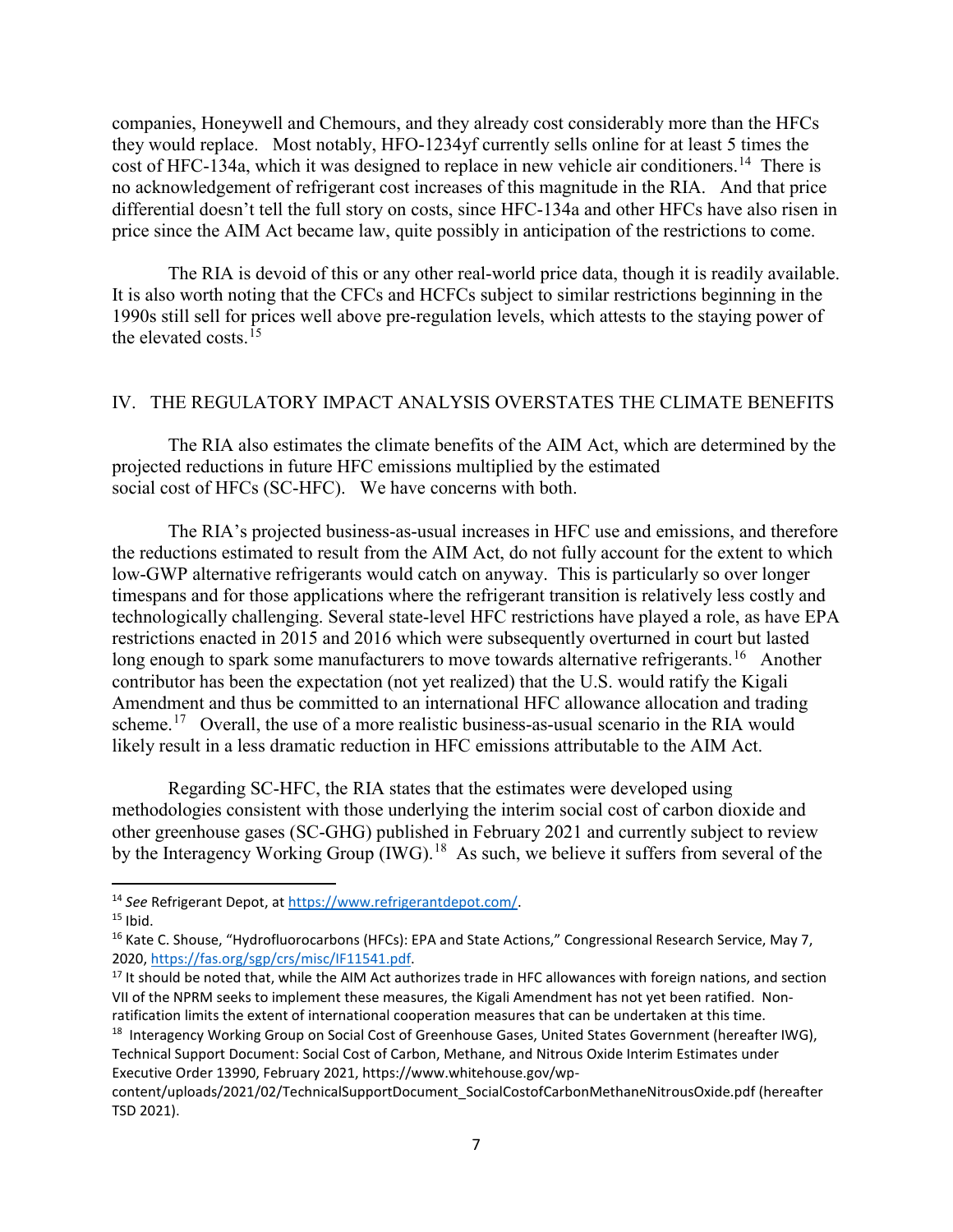companies, Honeywell and Chemours, and they already cost considerably more than the HFCs they would replace. Most notably, HFO-1234yf currently sells online for at least 5 times the cost of HFC-134a, which it was designed to replace in new vehicle air conditioners.[14] There is no acknowledgement of refrigerant cost increases of this magnitude in the RIA. And that price differential doesn't tell the full story on costs, since HFC-134a and other HFCs have also risen in price since the AIM Act became law, quite possibly in anticipation of the restrictions to come.

The RIA is devoid of this or any other real-world price data, though it is readily available. It is also worth noting that the CFCs and HCFCs subject to similar restrictions beginning in the 1990s still sell for prices well above pre-regulation levels, which attests to the staying power of the elevated costs.[15]

## IV. THE REGULATORY IMPACT ANALYSIS OVERSTATES THE CLIMATE BENEFITS

The RIA also estimates the climate benefits of the AIM Act, which are determined by the projected reductions in future HFC emissions multiplied by the estimated social cost of HFCs (SC-HFC). We have concerns with both.

The RIA's projected business-as-usual increases in HFC use and emissions, and therefore the reductions estimated to result from the AIM Act, do not fully account for the extent to which low-GWP alternative refrigerants would catch on anyway. This is particularly so over longer timespans and for those applications where the refrigerant transition is relatively less costly and technologically challenging. Several state-level HFC restrictions have played a role, as have EPA restrictions enacted in 2015 and 2016 which were subsequently overturned in court but lasted long enough to spark some manufacturers to move towards alternative refrigerants.[16] Another contributor has been the expectation (not yet realized) that the U.S. would ratify the Kigali Amendment and thus be committed to an international HFC allowance allocation and trading scheme.[17] Overall, the use of a more realistic business-as-usual scenario in the RIA would likely result in a less dramatic reduction in HFC emissions attributable to the AIM Act.

Regarding SC-HFC, the RIA states that the estimates were developed using methodologies consistent with those underlying the interim social cost of carbon dioxide and other greenhouse gases (SC-GHG) published in February 2021 and currently subject to review by the Interagency Working Group (IWG).[18] As such, we believe it suffers from several of the

---

[14] *See* Refrigerant Depot, at https://www.refrigerantdepot.com/.

[15] Ibid.

[16] Kate C. Shouse, "Hydrofluorocarbons (HFCs): EPA and State Actions," Congressional Research Service, May 7, 2020, https://fas.org/sgp/crs/misc/IF11541.pdf.

[17] It should be noted that, while the AIM Act authorizes trade in HFC allowances with foreign nations, and section VII of the NPRM seeks to implement these measures, the Kigali Amendment has not yet been ratified. Non-ratification limits the extent of international cooperation measures that can be undertaken at this time.

[18] Interagency Working Group on Social Cost of Greenhouse Gases, United States Government (hereafter IWG), Technical Support Document: Social Cost of Carbon, Methane, and Nitrous Oxide Interim Estimates under Executive Order 13990, February 2021, https://www.whitehouse.gov/wp-content/uploads/2021/02/TechnicalSupportDocument_SocialCostofCarbonMethaneNitrousOxide.pdf (hereafter TSD 2021).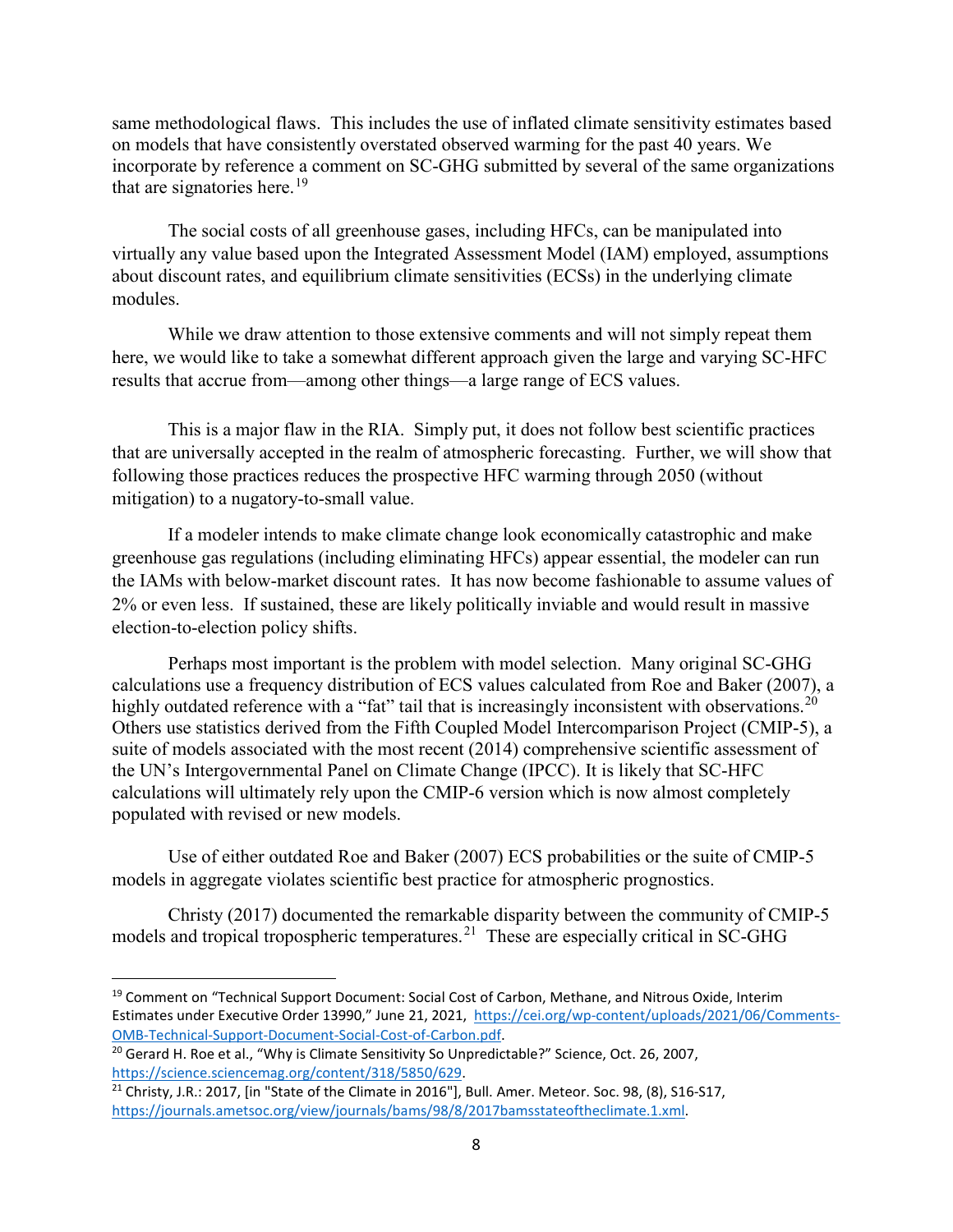same methodological flaws. This includes the use of inflated climate sensitivity estimates based on models that have consistently overstated observed warming for the past 40 years. We incorporate by reference a comment on SC-GHG submitted by several of the same organizations that are signatories here.[19]

The social costs of all greenhouse gases, including HFCs, can be manipulated into virtually any value based upon the Integrated Assessment Model (IAM) employed, assumptions about discount rates, and equilibrium climate sensitivities (ECSs) in the underlying climate modules.

While we draw attention to those extensive comments and will not simply repeat them here, we would like to take a somewhat different approach given the large and varying SC-HFC results that accrue from—among other things—a large range of ECS values.

This is a major flaw in the RIA. Simply put, it does not follow best scientific practices that are universally accepted in the realm of atmospheric forecasting. Further, we will show that following those practices reduces the prospective HFC warming through 2050 (without mitigation) to a nugatory-to-small value.

If a modeler intends to make climate change look economically catastrophic and make greenhouse gas regulations (including eliminating HFCs) appear essential, the modeler can run the IAMs with below-market discount rates. It has now become fashionable to assume values of 2% or even less. If sustained, these are likely politically inviable and would result in massive election-to-election policy shifts.

Perhaps most important is the problem with model selection. Many original SC-GHG calculations use a frequency distribution of ECS values calculated from Roe and Baker (2007), a highly outdated reference with a "fat" tail that is increasingly inconsistent with observations.[20] Others use statistics derived from the Fifth Coupled Model Intercomparison Project (CMIP-5), a suite of models associated with the most recent (2014) comprehensive scientific assessment of the UN's Intergovernmental Panel on Climate Change (IPCC). It is likely that SC-HFC calculations will ultimately rely upon the CMIP-6 version which is now almost completely populated with revised or new models.

Use of either outdated Roe and Baker (2007) ECS probabilities or the suite of CMIP-5 models in aggregate violates scientific best practice for atmospheric prognostics.

Christy (2017) documented the remarkable disparity between the community of CMIP-5 models and tropical tropospheric temperatures.[21] These are especially critical in SC-GHG

---

[19] Comment on "Technical Support Document: Social Cost of Carbon, Methane, and Nitrous Oxide, Interim Estimates under Executive Order 13990," June 21, 2021, https://cei.org/wp-content/uploads/2021/06/Comments-OMB-Technical-Support-Document-Social-Cost-of-Carbon.pdf.

[20] Gerard H. Roe et al., "Why is Climate Sensitivity So Unpredictable?" Science, Oct. 26, 2007, https://science.sciencemag.org/content/318/5850/629.

[21] Christy, J.R.: 2017, [in "State of the Climate in 2016"], Bull. Amer. Meteor. Soc. 98, (8), S16-S17, https://journals.ametsoc.org/view/journals/bams/98/8/2017bamsstateoftheclimate.1.xml.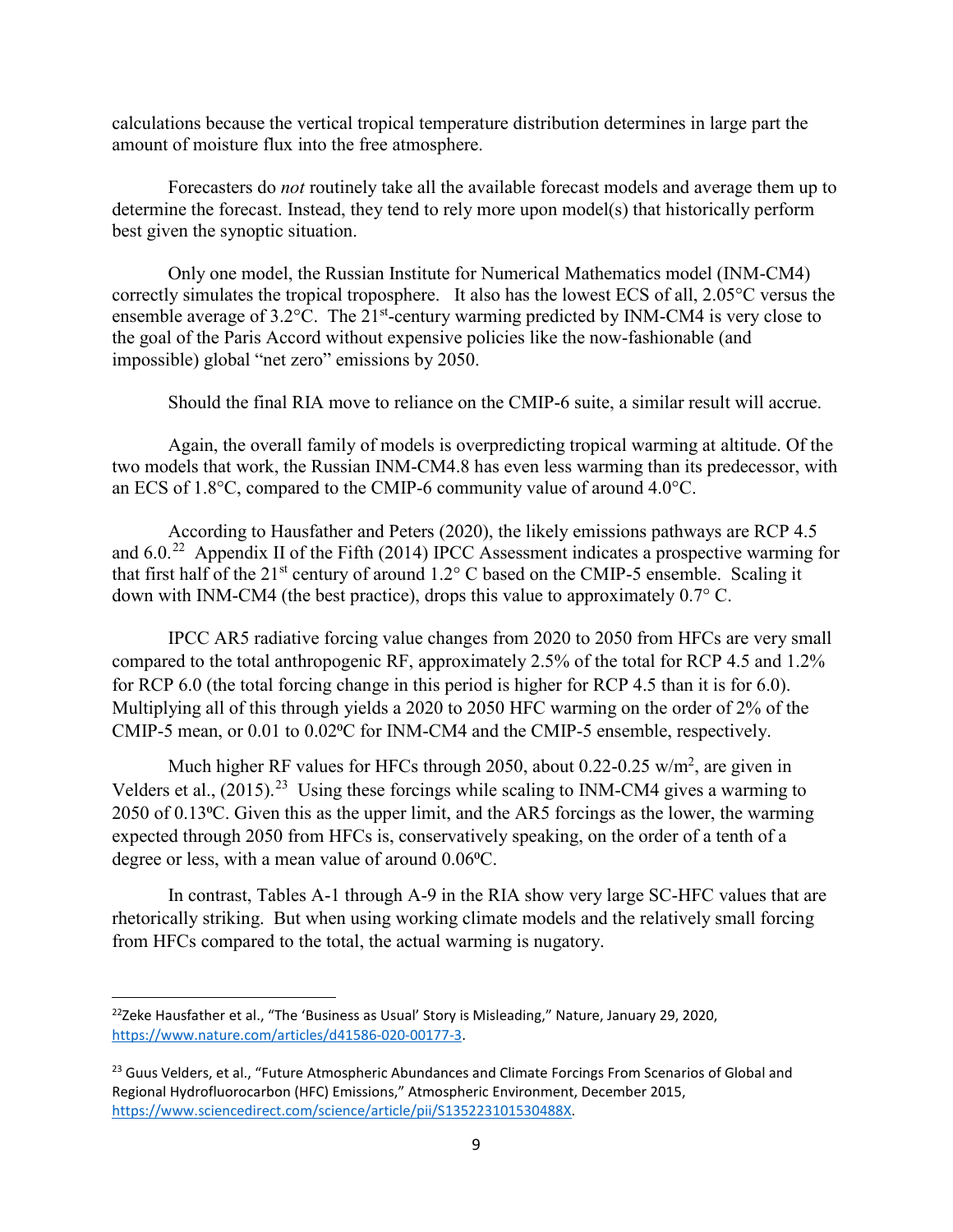calculations because the vertical tropical temperature distribution determines in large part the amount of moisture flux into the free atmosphere.

Forecasters do *not* routinely take all the available forecast models and average them up to determine the forecast. Instead, they tend to rely more upon model(s) that historically perform best given the synoptic situation.

Only one model, the Russian Institute for Numerical Mathematics model (INM-CM4) correctly simulates the tropical troposphere. It also has the lowest ECS of all, 2.05°C versus the ensemble average of 3.2°C. The 21st-century warming predicted by INM-CM4 is very close to the goal of the Paris Accord without expensive policies like the now-fashionable (and impossible) global "net zero" emissions by 2050.

Should the final RIA move to reliance on the CMIP-6 suite, a similar result will accrue.

Again, the overall family of models is overpredicting tropical warming at altitude. Of the two models that work, the Russian INM-CM4.8 has even less warming than its predecessor, with an ECS of 1.8°C, compared to the CMIP-6 community value of around 4.0°C.

According to Hausfather and Peters (2020), the likely emissions pathways are RCP 4.5 and 6.0.[22] Appendix II of the Fifth (2014) IPCC Assessment indicates a prospective warming for that first half of the 21st century of around 1.2° C based on the CMIP-5 ensemble. Scaling it down with INM-CM4 (the best practice), drops this value to approximately 0.7° C.

IPCC AR5 radiative forcing value changes from 2020 to 2050 from HFCs are very small compared to the total anthropogenic RF, approximately 2.5% of the total for RCP 4.5 and 1.2% for RCP 6.0 (the total forcing change in this period is higher for RCP 4.5 than it is for 6.0). Multiplying all of this through yields a 2020 to 2050 HFC warming on the order of 2% of the CMIP-5 mean, or 0.01 to 0.02ºC for INM-CM4 and the CMIP-5 ensemble, respectively.

Much higher RF values for HFCs through 2050, about 0.22-0.25 w/m$^2$, are given in Velders et al., (2015).[23] Using these forcings while scaling to INM-CM4 gives a warming to 2050 of 0.13ºC. Given this as the upper limit, and the AR5 forcings as the lower, the warming expected through 2050 from HFCs is, conservatively speaking, on the order of a tenth of a degree or less, with a mean value of around 0.06ºC.

In contrast, Tables A-1 through A-9 in the RIA show very large SC-HFC values that are rhetorically striking. But when using working climate models and the relatively small forcing from HFCs compared to the total, the actual warming is nugatory.

---

[22] Zeke Hausfather et al., "The 'Business as Usual' Story is Misleading," Nature, January 29, 2020, https://www.nature.com/articles/d41586-020-00177-3.

[23] Guus Velders, et al., "Future Atmospheric Abundances and Climate Forcings From Scenarios of Global and Regional Hydrofluorocarbon (HFC) Emissions," Atmospheric Environment, December 2015, https://www.sciencedirect.com/science/article/pii/S135223101530488X.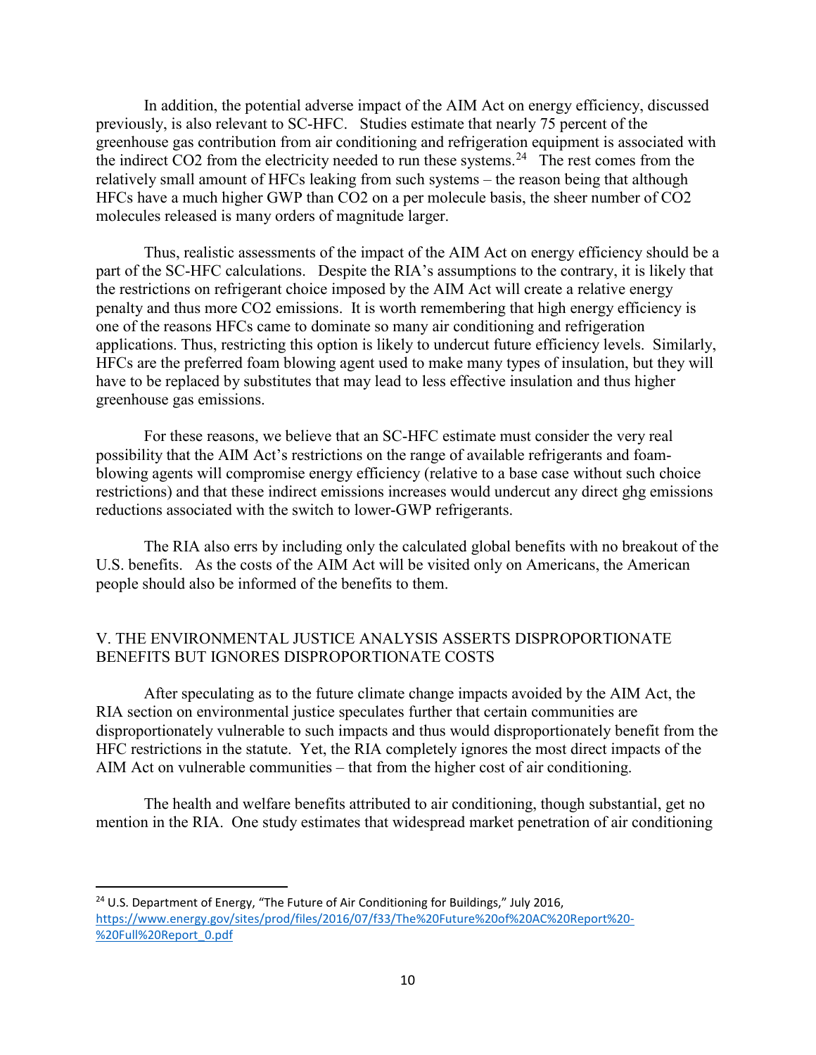In addition, the potential adverse impact of the AIM Act on energy efficiency, discussed previously, is also relevant to SC-HFC. Studies estimate that nearly 75 percent of the greenhouse gas contribution from air conditioning and refrigeration equipment is associated with the indirect $CO_2$ from the electricity needed to run these systems.[24] The rest comes from the relatively small amount of HFCs leaking from such systems – the reason being that although HFCs have a much higher GWP than $CO_2$ on a per molecule basis, the sheer number of $CO_2$ molecules released is many orders of magnitude larger.

Thus, realistic assessments of the impact of the AIM Act on energy efficiency should be a part of the SC-HFC calculations. Despite the RIA's assumptions to the contrary, it is likely that the restrictions on refrigerant choice imposed by the AIM Act will create a relative energy penalty and thus more $CO_2$ emissions. It is worth remembering that high energy efficiency is one of the reasons HFCs came to dominate so many air conditioning and refrigeration applications. Thus, restricting this option is likely to undercut future efficiency levels. Similarly, HFCs are the preferred foam blowing agent used to make many types of insulation, but they will have to be replaced by substitutes that may lead to less effective insulation and thus higher greenhouse gas emissions.

For these reasons, we believe that an SC-HFC estimate must consider the very real possibility that the AIM Act's restrictions on the range of available refrigerants and foam-blowing agents will compromise energy efficiency (relative to a base case without such choice restrictions) and that these indirect emissions increases would undercut any direct ghg emissions reductions associated with the switch to lower-GWP refrigerants.

The RIA also errs by including only the calculated global benefits with no breakout of the U.S. benefits. As the costs of the AIM Act will be visited only on Americans, the American people should also be informed of the benefits to them.

## V. THE ENVIRONMENTAL JUSTICE ANALYSIS ASSERTS DISPROPORTIONATE BENEFITS BUT IGNORES DISPROPORTIONATE COSTS

After speculating as to the future climate change impacts avoided by the AIM Act, the RIA section on environmental justice speculates further that certain communities are disproportionately vulnerable to such impacts and thus would disproportionately benefit from the HFC restrictions in the statute. Yet, the RIA completely ignores the most direct impacts of the AIM Act on vulnerable communities – that from the higher cost of air conditioning.

The health and welfare benefits attributed to air conditioning, though substantial, get no mention in the RIA. One study estimates that widespread market penetration of air conditioning

---

[24] U.S. Department of Energy, "The Future of Air Conditioning for Buildings," July 2016, https://www.energy.gov/sites/prod/files/2016/07/f33/The%20Future%20of%20AC%20Report%20-%20Full%20Report_0.pdf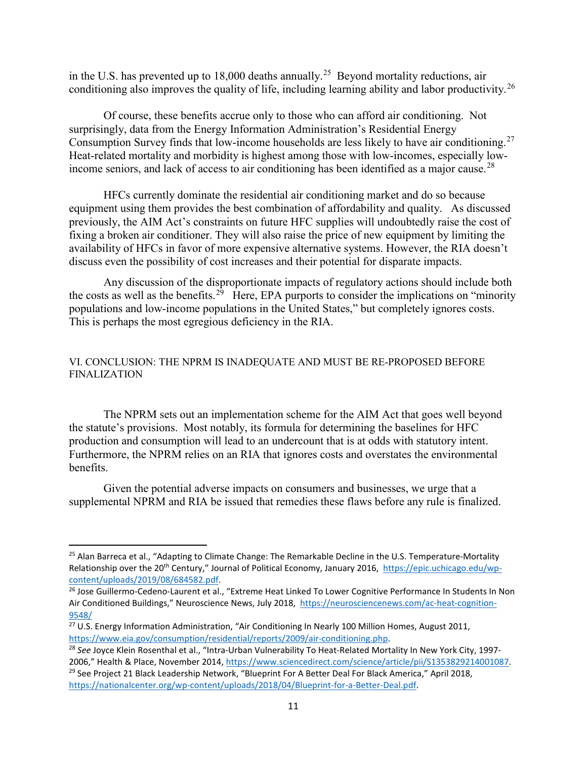in the U.S. has prevented up to 18,000 deaths annually.[25] Beyond mortality reductions, air conditioning also improves the quality of life, including learning ability and labor productivity.[26]

Of course, these benefits accrue only to those who can afford air conditioning. Not surprisingly, data from the Energy Information Administration's Residential Energy Consumption Survey finds that low-income households are less likely to have air conditioning.[27] Heat-related mortality and morbidity is highest among those with low-incomes, especially low-income seniors, and lack of access to air conditioning has been identified as a major cause.[28]

HFCs currently dominate the residential air conditioning market and do so because equipment using them provides the best combination of affordability and quality. As discussed previously, the AIM Act's constraints on future HFC supplies will undoubtedly raise the cost of fixing a broken air conditioner. They will also raise the price of new equipment by limiting the availability of HFCs in favor of more expensive alternative systems. However, the RIA doesn't discuss even the possibility of cost increases and their potential for disparate impacts.

Any discussion of the disproportionate impacts of regulatory actions should include both the costs as well as the benefits.[29] Here, EPA purports to consider the implications on "minority populations and low-income populations in the United States," but completely ignores costs. This is perhaps the most egregious deficiency in the RIA.

## VI. CONCLUSION: THE NPRM IS INADEQUATE AND MUST BE RE-PROPOSED BEFORE FINALIZATION

The NPRM sets out an implementation scheme for the AIM Act that goes well beyond the statute's provisions. Most notably, its formula for determining the baselines for HFC production and consumption will lead to an undercount that is at odds with statutory intent. Furthermore, the NPRM relies on an RIA that ignores costs and overstates the environmental benefits.

Given the potential adverse impacts on consumers and businesses, we urge that a supplemental NPRM and RIA be issued that remedies these flaws before any rule is finalized.

---

[25] Alan Barreca et al., "Adapting to Climate Change: The Remarkable Decline in the U.S. Temperature-Mortality Relationship over the 20th Century," Journal of Political Economy, January 2016, https://epic.uchicago.edu/wp-content/uploads/2019/08/684582.pdf.

[26] Jose Guillermo-Cedeno-Laurent et al., "Extreme Heat Linked To Lower Cognitive Performance In Students In Non Air Conditioned Buildings," Neuroscience News, July 2018, https://neurosciencenews.com/ac-heat-cognition-9548/

[27] U.S. Energy Information Administration, "Air Conditioning In Nearly 100 Million Homes, August 2011, https://www.eia.gov/consumption/residential/reports/2009/air-conditioning.php.

[28] *See* Joyce Klein Rosenthal et al., "Intra-Urban Vulnerability To Heat-Related Mortality In New York City, 1997-2006," Health & Place, November 2014, https://www.sciencedirect.com/science/article/pii/S1353829214001087.

[29] See Project 21 Black Leadership Network, "Blueprint For A Better Deal For Black America," April 2018, https://nationalcenter.org/wp-content/uploads/2018/04/Blueprint-for-a-Better-Deal.pdf.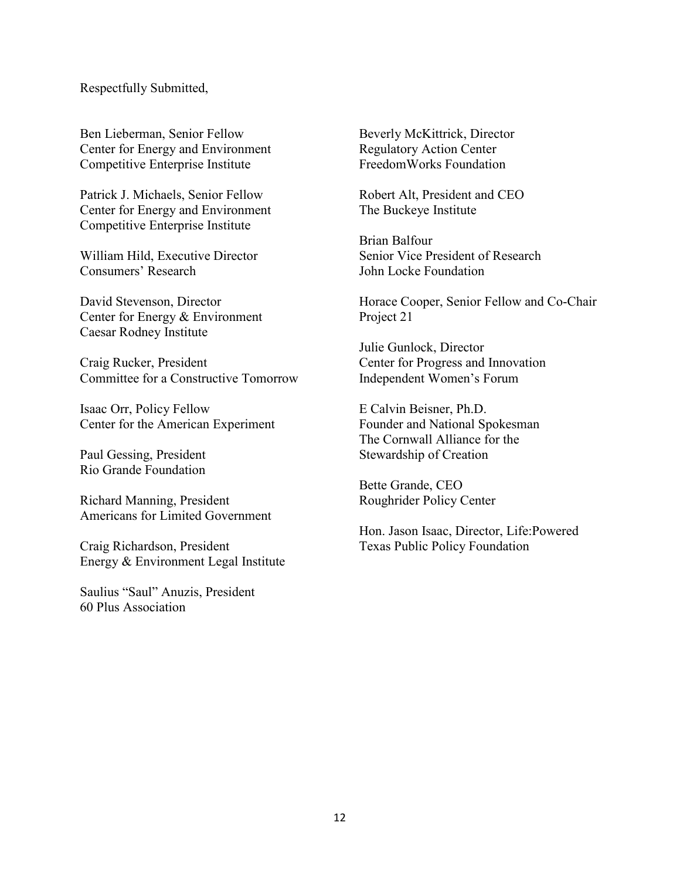Respectfully Submitted,

Ben Lieberman, Senior Fellow
Center for Energy and Environment
Competitive Enterprise Institute

Patrick J. Michaels, Senior Fellow
Center for Energy and Environment
Competitive Enterprise Institute

William Hild, Executive Director
Consumers' Research

David Stevenson, Director
Center for Energy & Environment
Caesar Rodney Institute

Craig Rucker, President
Committee for a Constructive Tomorrow

Isaac Orr, Policy Fellow
Center for the American Experiment

Paul Gessing, President
Rio Grande Foundation

Richard Manning, President
Americans for Limited Government

Craig Richardson, President
Energy & Environment Legal Institute

Saulius "Saul" Anuzis, President
60 Plus Association

Beverly McKittrick, Director
Regulatory Action Center
FreedomWorks Foundation

Robert Alt, President and CEO
The Buckeye Institute

Brian Balfour
Senior Vice President of Research
John Locke Foundation

Horace Cooper, Senior Fellow and Co-Chair
Project 21

Julie Gunlock, Director
Center for Progress and Innovation
Independent Women's Forum

E Calvin Beisner, Ph.D.
Founder and National Spokesman
The Cornwall Alliance for the
Stewardship of Creation

Bette Grande, CEO
Roughrider Policy Center

Hon. Jason Isaac, Director, Life:Powered
Texas Public Policy Foundation